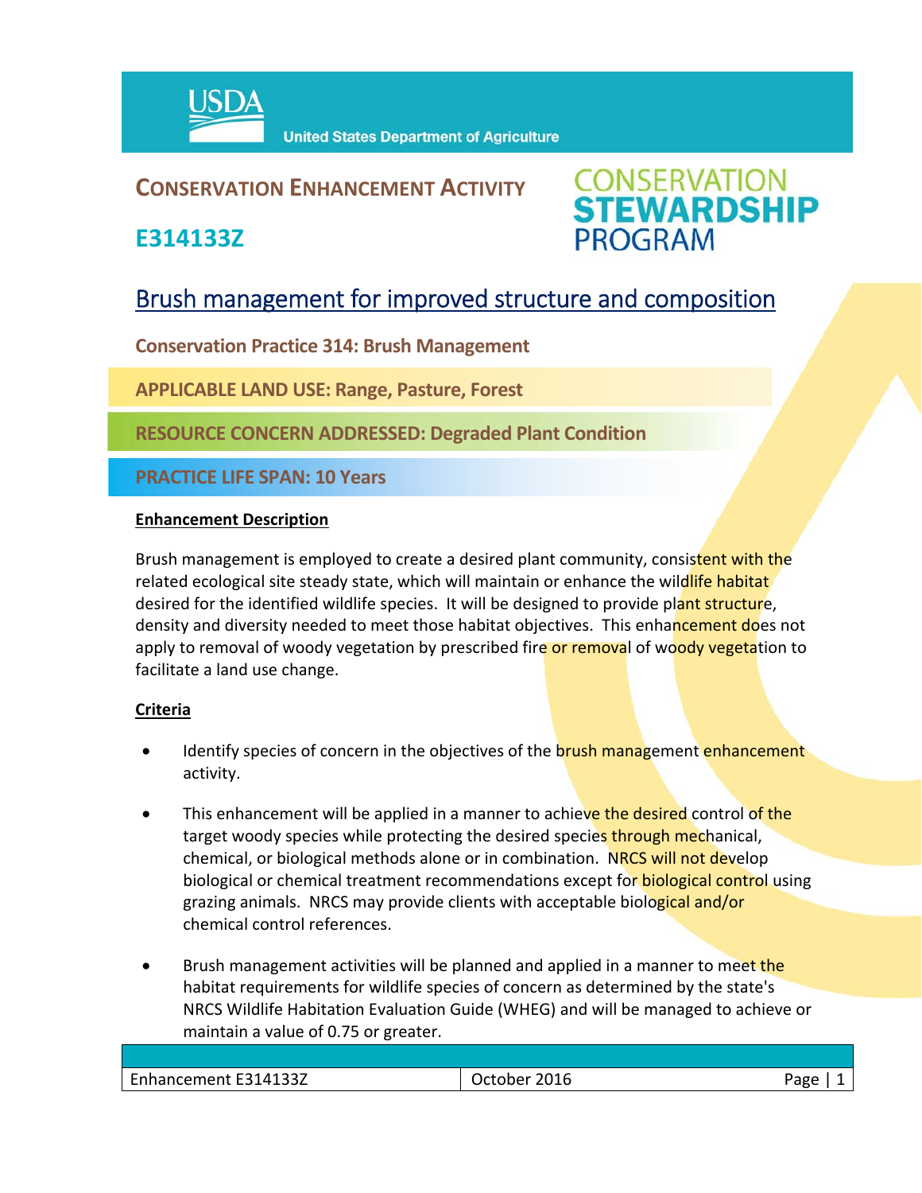USDA United States Department of Agriculture

# CONSERVATION ENHANCEMENT ACTIVITY

## E314133Z

CONSERVATION STEWARDSHIP PROGRAM

# Brush management for improved structure and composition

**Conservation Practice 314: Brush Management**

**APPLICABLE LAND USE: Range, Pasture, Forest**

**RESOURCE CONCERN ADDRESSED: Degraded Plant Condition**

**PRACTICE LIFE SPAN: 10 Years**

**Enhancement Description**

Brush management is employed to create a desired plant community, consistent with the related ecological site steady state, which will maintain or enhance the wildlife habitat desired for the identified wildlife species. It will be designed to provide plant structure, density and diversity needed to meet those habitat objectives. This enhancement does not apply to removal of woody vegetation by prescribed fire or removal of woody vegetation to facilitate a land use change.

**Criteria**

- Identify species of concern in the objectives of the brush management enhancement activity.
- This enhancement will be applied in a manner to achieve the desired control of the target woody species while protecting the desired species through mechanical, chemical, or biological methods alone or in combination. NRCS will not develop biological or chemical treatment recommendations except for biological control using grazing animals. NRCS may provide clients with acceptable biological and/or chemical control references.
- Brush management activities will be planned and applied in a manner to meet the habitat requirements for wildlife species of concern as determined by the state's NRCS Wildlife Habitation Evaluation Guide (WHEG) and will be managed to achieve or maintain a value of 0.75 or greater.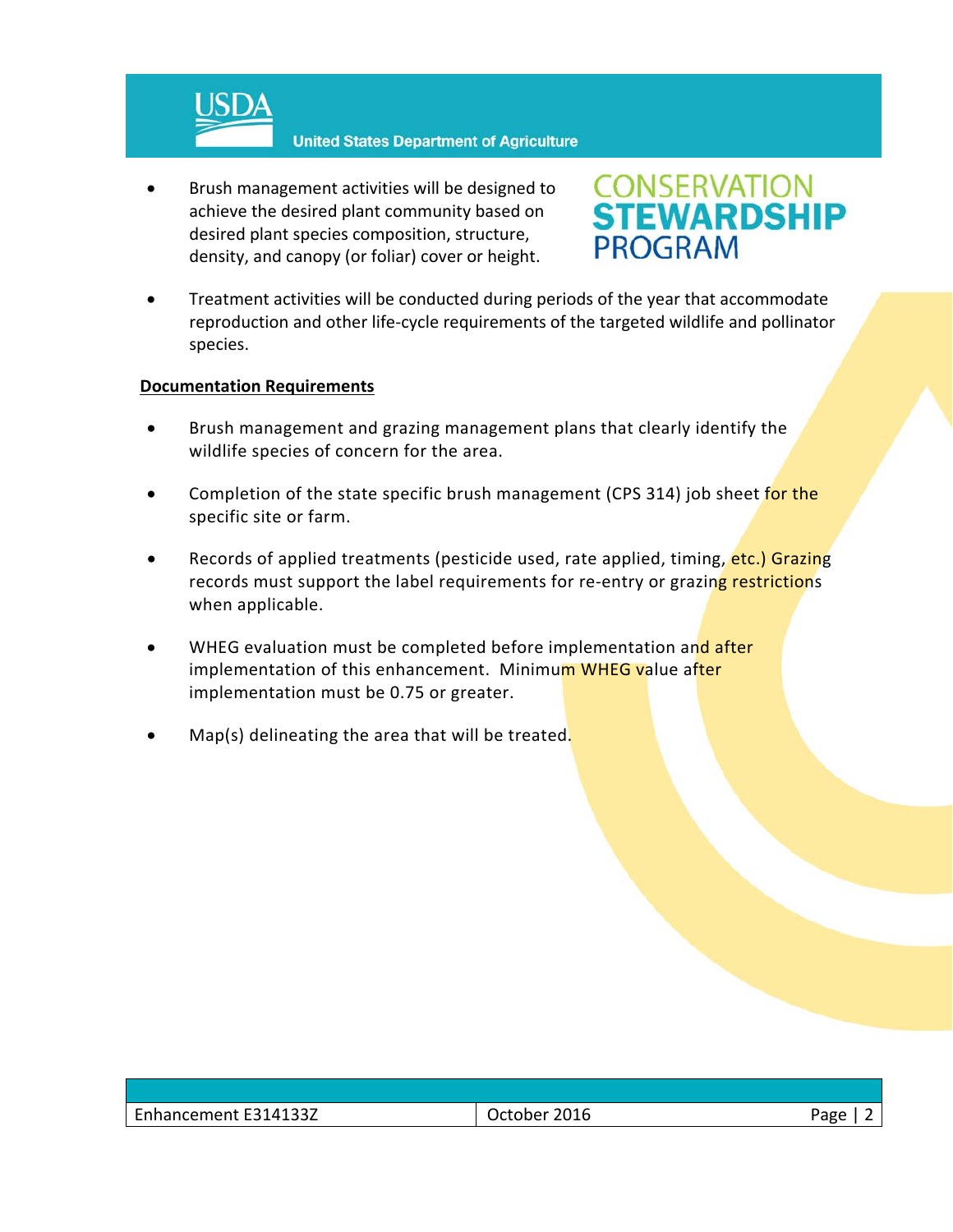- Brush management activities will be designed to achieve the desired plant community based on desired plant species composition, structure, density, and canopy (or foliar) cover or height.

- Treatment activities will be conducted during periods of the year that accommodate reproduction and other life-cycle requirements of the targeted wildlife and pollinator species.

**Documentation Requirements**

- Brush management and grazing management plans that clearly identify the wildlife species of concern for the area.

- Completion of the state specific brush management (CPS 314) job sheet for the specific site or farm.

- Records of applied treatments (pesticide used, rate applied, timing, etc.) Grazing records must support the label requirements for re-entry or grazing restrictions when applicable.

- WHEG evaluation must be completed before implementation and after implementation of this enhancement. Minimum WHEG value after implementation must be 0.75 or greater.

- Map(s) delineating the area that will be treated.